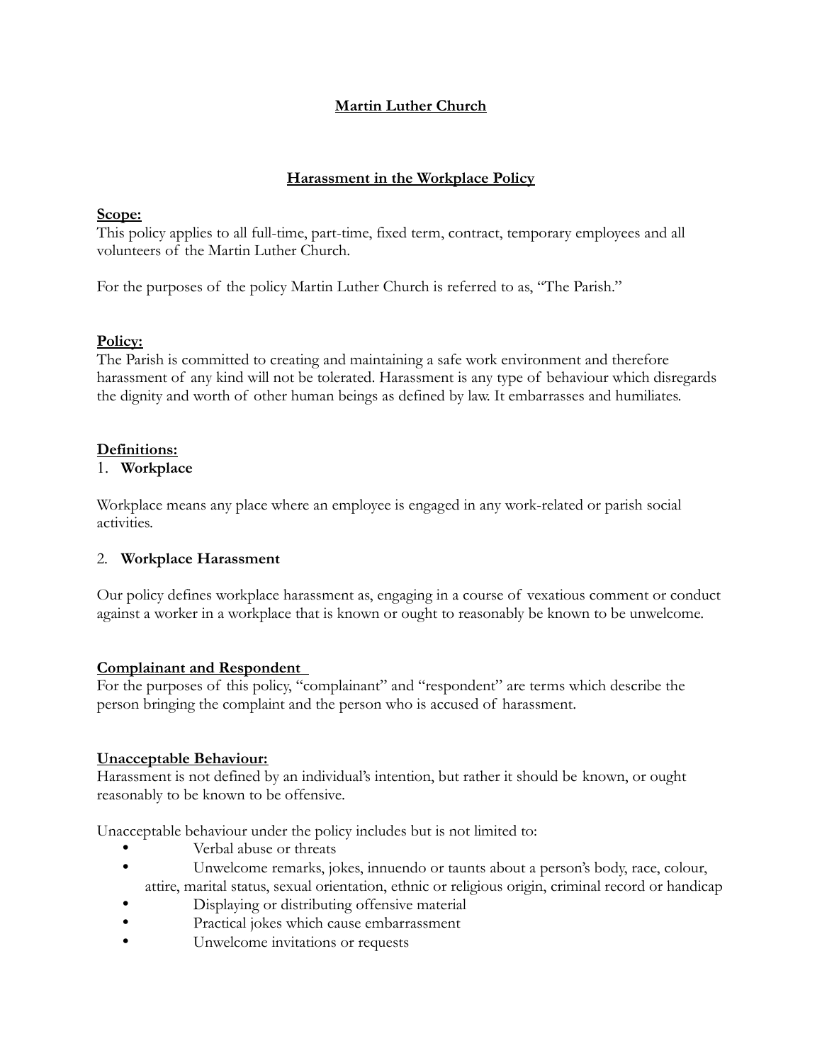# Martin Luther Church

## Harassment in the Workplace Policy

**Scope:**
This policy applies to all full-time, part-time, fixed term, contract, temporary employees and all volunteers of the Martin Luther Church.

For the purposes of the policy Martin Luther Church is referred to as, "The Parish."

**Policy:**
The Parish is committed to creating and maintaining a safe work environment and therefore harassment of any kind will not be tolerated. Harassment is any type of behaviour which disregards the dignity and worth of other human beings as defined by law. It embarrasses and humiliates.

**Definitions:**

1. **Workplace**

Workplace means any place where an employee is engaged in any work-related or parish social activities.

2. **Workplace Harassment**

Our policy defines workplace harassment as, engaging in a course of vexatious comment or conduct against a worker in a workplace that is known or ought to reasonably be known to be unwelcome.

**Complainant and Respondent**
For the purposes of this policy, "complainant" and "respondent" are terms which describe the person bringing the complaint and the person who is accused of harassment.

**Unacceptable Behaviour:**
Harassment is not defined by an individual's intention, but rather it should be known, or ought reasonably to be known to be offensive.

Unacceptable behaviour under the policy includes but is not limited to:

- Verbal abuse or threats
- Unwelcome remarks, jokes, innuendo or taunts about a person's body, race, colour, attire, marital status, sexual orientation, ethnic or religious origin, criminal record or handicap
- Displaying or distributing offensive material
- Practical jokes which cause embarrassment
- Unwelcome invitations or requests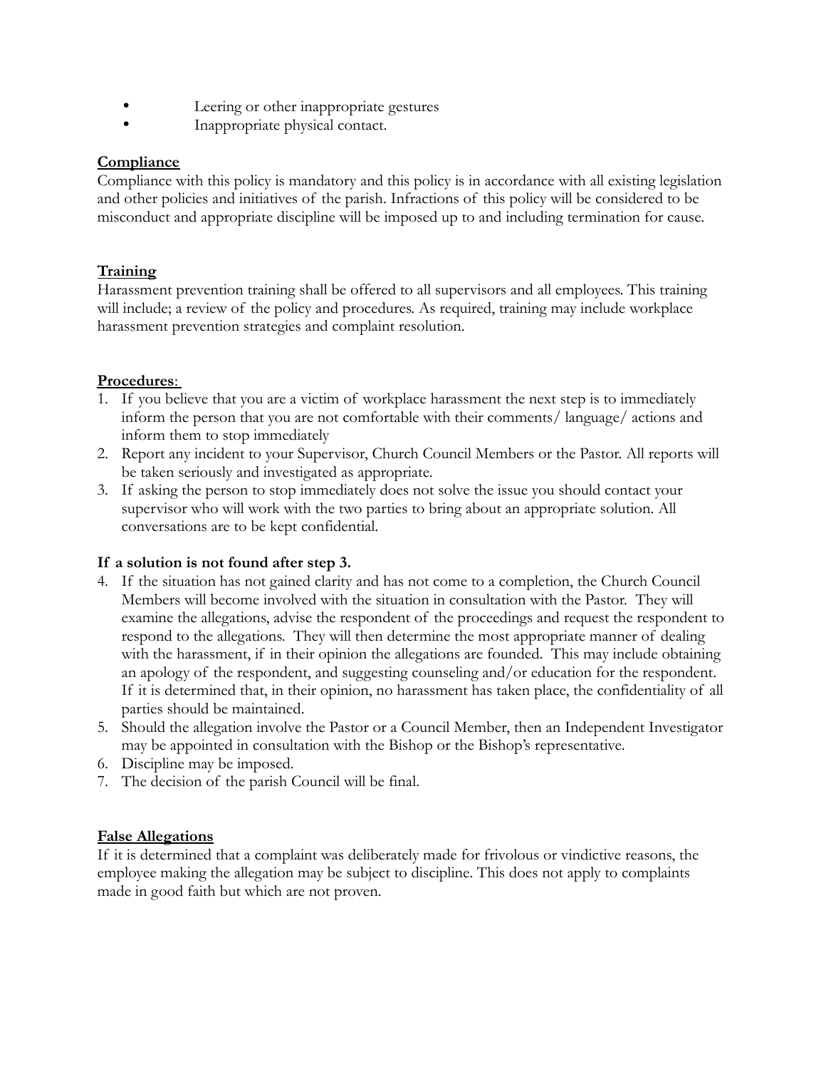- Leering or other inappropriate gestures
- Inappropriate physical contact.

**Compliance**

Compliance with this policy is mandatory and this policy is in accordance with all existing legislation and other policies and initiatives of the parish. Infractions of this policy will be considered to be misconduct and appropriate discipline will be imposed up to and including termination for cause.

**Training**

Harassment prevention training shall be offered to all supervisors and all employees. This training will include; a review of the policy and procedures. As required, training may include workplace harassment prevention strategies and complaint resolution.

**Procedures**:

1. If you believe that you are a victim of workplace harassment the next step is to immediately inform the person that you are not comfortable with their comments/ language/ actions and inform them to stop immediately
2. Report any incident to your Supervisor, Church Council Members or the Pastor. All reports will be taken seriously and investigated as appropriate.
3. If asking the person to stop immediately does not solve the issue you should contact your supervisor who will work with the two parties to bring about an appropriate solution. All conversations are to be kept confidential.

**If a solution is not found after step 3.**

4. If the situation has not gained clarity and has not come to a completion, the Church Council Members will become involved with the situation in consultation with the Pastor. They will examine the allegations, advise the respondent of the proceedings and request the respondent to respond to the allegations. They will then determine the most appropriate manner of dealing with the harassment, if in their opinion the allegations are founded. This may include obtaining an apology of the respondent, and suggesting counseling and/or education for the respondent. If it is determined that, in their opinion, no harassment has taken place, the confidentiality of all parties should be maintained.
5. Should the allegation involve the Pastor or a Council Member, then an Independent Investigator may be appointed in consultation with the Bishop or the Bishop's representative.
6. Discipline may be imposed.
7. The decision of the parish Council will be final.

**False Allegations**

If it is determined that a complaint was deliberately made for frivolous or vindictive reasons, the employee making the allegation may be subject to discipline. This does not apply to complaints made in good faith but which are not proven.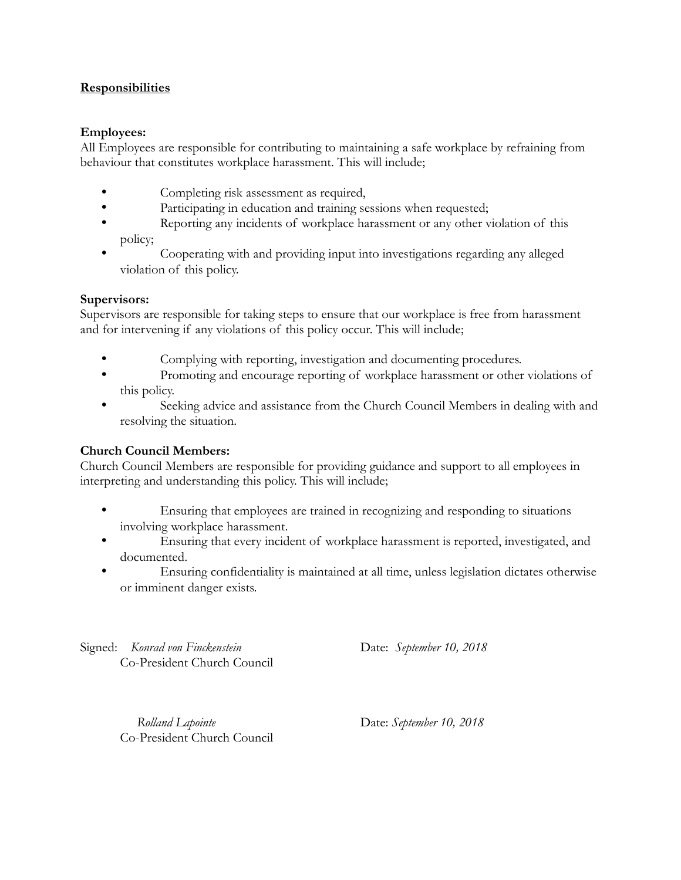**<u>Responsibilities</u>**

**Employees:**
All Employees are responsible for contributing to maintaining a safe workplace by refraining from behaviour that constitutes workplace harassment. This will include;

- Completing risk assessment as required,
- Participating in education and training sessions when requested;
- Reporting any incidents of workplace harassment or any other violation of this policy;
- Cooperating with and providing input into investigations regarding any alleged violation of this policy.

**Supervisors:**
Supervisors are responsible for taking steps to ensure that our workplace is free from harassment and for intervening if any violations of this policy occur. This will include;

- Complying with reporting, investigation and documenting procedures.
- Promoting and encourage reporting of workplace harassment or other violations of this policy.
- Seeking advice and assistance from the Church Council Members in dealing with and resolving the situation.

**Church Council Members:**
Church Council Members are responsible for providing guidance and support to all employees in interpreting and understanding this policy. This will include;

- Ensuring that employees are trained in recognizing and responding to situations involving workplace harassment.
- Ensuring that every incident of workplace harassment is reported, investigated, and documented.
- Ensuring confidentiality is maintained at all time, unless legislation dictates otherwise or imminent danger exists.

Signed: *Konrad von Finckenstein* Date: *September 10, 2018*
Co-President Church Council

*Rolland Lapointe* Date: *September 10, 2018*
Co-President Church Council